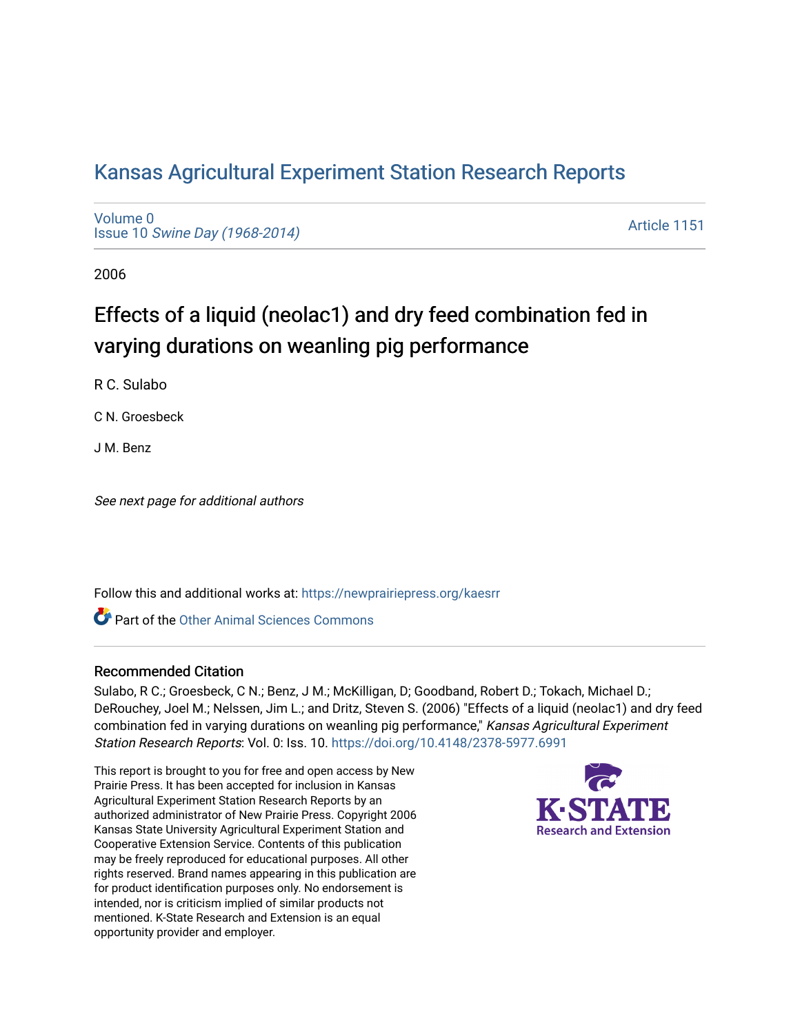# Kansas Agricultural Experiment Station Research Reports

Volume 0
Issue 10 *Swine Day (1968-2014)*

Article 1151

2006

## Effects of a liquid (neolac1) and dry feed combination fed in varying durations on weanling pig performance

R C. Sulabo

C N. Groesbeck

J M. Benz

*See next page for additional authors*

Follow this and additional works at: https://newprairiepress.org/kaesrr

Part of the Other Animal Sciences Commons

### Recommended Citation

Sulabo, R C.; Groesbeck, C N.; Benz, J M.; McKilligan, D; Goodband, Robert D.; Tokach, Michael D.; DeRouchey, Joel M.; Nelssen, Jim L.; and Dritz, Steven S. (2006) "Effects of a liquid (neolac1) and dry feed combination fed in varying durations on weanling pig performance," *Kansas Agricultural Experiment Station Research Reports*: Vol. 0: Iss. 10. https://doi.org/10.4148/2378-5977.6991

This report is brought to you for free and open access by New Prairie Press. It has been accepted for inclusion in Kansas Agricultural Experiment Station Research Reports by an authorized administrator of New Prairie Press. Copyright 2006 Kansas State University Agricultural Experiment Station and Cooperative Extension Service. Contents of this publication may be freely reproduced for educational purposes. All other rights reserved. Brand names appearing in this publication are for product identification purposes only. No endorsement is intended, nor is criticism implied of similar products not mentioned. K-State Research and Extension is an equal opportunity provider and employer.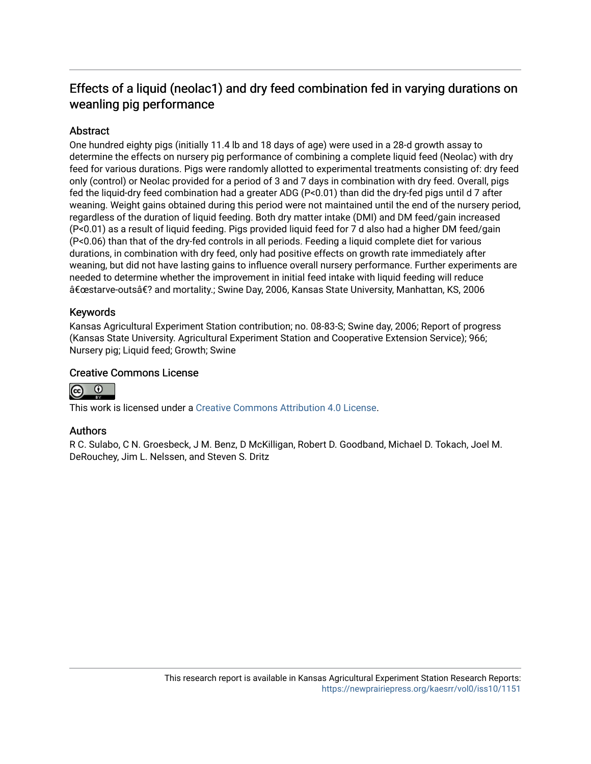# Effects of a liquid (neolac1) and dry feed combination fed in varying durations on weanling pig performance

## Abstract

One hundred eighty pigs (initially 11.4 lb and 18 days of age) were used in a 28-d growth assay to determine the effects on nursery pig performance of combining a complete liquid feed (Neolac) with dry feed for various durations. Pigs were randomly allotted to experimental treatments consisting of: dry feed only (control) or Neolac provided for a period of 3 and 7 days in combination with dry feed. Overall, pigs fed the liquid-dry feed combination had a greater ADG (P<0.01) than did the dry-fed pigs until d 7 after weaning. Weight gains obtained during this period were not maintained until the end of the nursery period, regardless of the duration of liquid feeding. Both dry matter intake (DMI) and DM feed/gain increased (P<0.01) as a result of liquid feeding. Pigs provided liquid feed for 7 d also had a higher DM feed/gain (P<0.06) than that of the dry-fed controls in all periods. Feeding a liquid complete diet for various durations, in combination with dry feed, only had positive effects on growth rate immediately after weaning, but did not have lasting gains to influence overall nursery performance. Further experiments are needed to determine whether the improvement in initial feed intake with liquid feeding will reduce â€œstarve-outsâ€? and mortality.; Swine Day, 2006, Kansas State University, Manhattan, KS, 2006

## Keywords

Kansas Agricultural Experiment Station contribution; no. 08-83-S; Swine day, 2006; Report of progress (Kansas State University. Agricultural Experiment Station and Cooperative Extension Service); 966; Nursery pig; Liquid feed; Growth; Swine

## Creative Commons License

This work is licensed under a Creative Commons Attribution 4.0 License.

## Authors

R C. Sulabo, C N. Groesbeck, J M. Benz, D McKilligan, Robert D. Goodband, Michael D. Tokach, Joel M. DeRouchey, Jim L. Nelssen, and Steven S. Dritz

This research report is available in Kansas Agricultural Experiment Station Research Reports: https://newprairiepress.org/kaesrr/vol0/iss10/1151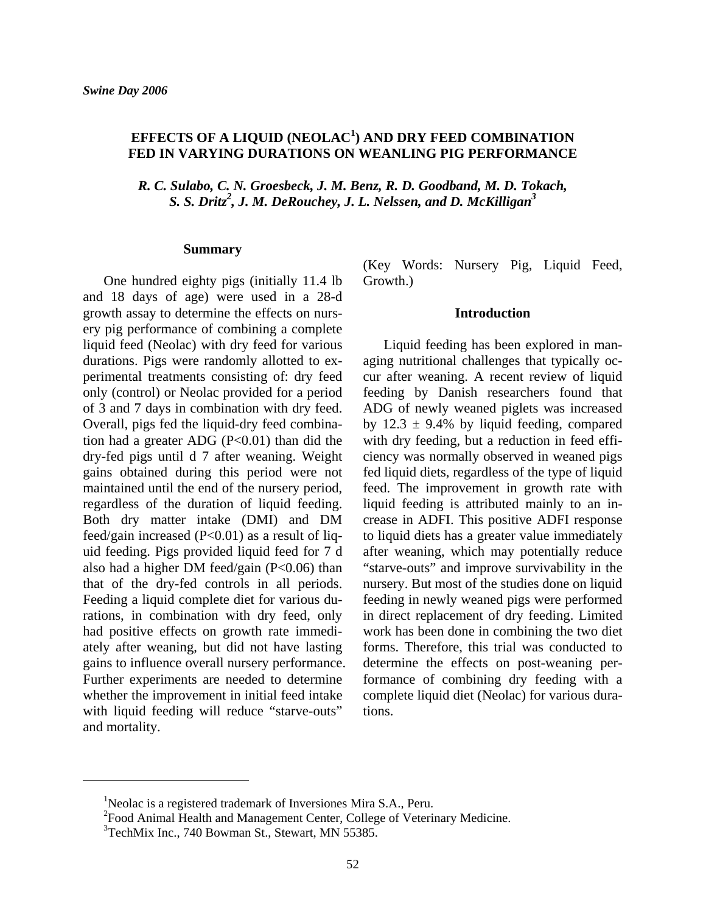# EFFECTS OF A LIQUID (NEOLAC[1]) AND DRY FEED COMBINATION FED IN VARYING DURATIONS ON WEANLING PIG PERFORMANCE

*R. C. Sulabo, C. N. Groesbeck, J. M. Benz, R. D. Goodband, M. D. Tokach, S. S. Dritz[2], J. M. DeRouchey, J. L. Nelssen, and D. McKilligan[3]*

## Summary

One hundred eighty pigs (initially 11.4 lb and 18 days of age) were used in a 28-d growth assay to determine the effects on nursery pig performance of combining a complete liquid feed (Neolac) with dry feed for various durations. Pigs were randomly allotted to experimental treatments consisting of: dry feed only (control) or Neolac provided for a period of 3 and 7 days in combination with dry feed. Overall, pigs fed the liquid-dry feed combination had a greater ADG ($P<0.01$) than did the dry-fed pigs until d 7 after weaning. Weight gains obtained during this period were not maintained until the end of the nursery period, regardless of the duration of liquid feeding. Both dry matter intake (DMI) and DM feed/gain increased ($P<0.01$) as a result of liquid feeding. Pigs provided liquid feed for 7 d also had a higher DM feed/gain ($P<0.06$) than that of the dry-fed controls in all periods. Feeding a liquid complete diet for various durations, in combination with dry feed, only had positive effects on growth rate immediately after weaning, but did not have lasting gains to influence overall nursery performance. Further experiments are needed to determine whether the improvement in initial feed intake with liquid feeding will reduce "starve-outs" and mortality.

(Key Words: Nursery Pig, Liquid Feed, Growth.)

## Introduction

Liquid feeding has been explored in managing nutritional challenges that typically occur after weaning. A recent review of liquid feeding by Danish researchers found that ADG of newly weaned piglets was increased by $12.3 \pm 9.4\%$ by liquid feeding, compared with dry feeding, but a reduction in feed efficiency was normally observed in weaned pigs fed liquid diets, regardless of the type of liquid feed. The improvement in growth rate with liquid feeding is attributed mainly to an increase in ADFI. This positive ADFI response to liquid diets has a greater value immediately after weaning, which may potentially reduce "starve-outs" and improve survivability in the nursery. But most of the studies done on liquid feeding in newly weaned pigs were performed in direct replacement of dry feeding. Limited work has been done in combining the two diet forms. Therefore, this trial was conducted to determine the effects on post-weaning performance of combining dry feeding with a complete liquid diet (Neolac) for various durations.

---

[1]Neolac is a registered trademark of Inversiones Mira S.A., Peru.

[2]Food Animal Health and Management Center, College of Veterinary Medicine.

[3]TechMix Inc., 740 Bowman St., Stewart, MN 55385.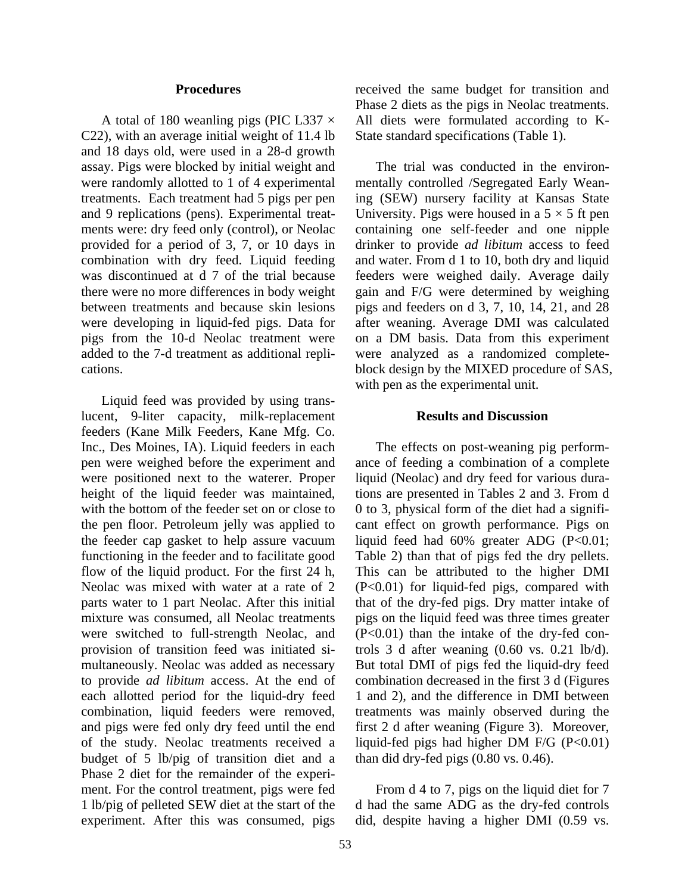## Procedures

A total of 180 weanling pigs (PIC L337 × C22), with an average initial weight of 11.4 lb and 18 days old, were used in a 28-d growth assay. Pigs were blocked by initial weight and were randomly allotted to 1 of 4 experimental treatments. Each treatment had 5 pigs per pen and 9 replications (pens). Experimental treatments were: dry feed only (control), or Neolac provided for a period of 3, 7, or 10 days in combination with dry feed. Liquid feeding was discontinued at d 7 of the trial because there were no more differences in body weight between treatments and because skin lesions were developing in liquid-fed pigs. Data for pigs from the 10-d Neolac treatment were added to the 7-d treatment as additional replications.

Liquid feed was provided by using translucent, 9-liter capacity, milk-replacement feeders (Kane Milk Feeders, Kane Mfg. Co. Inc., Des Moines, IA). Liquid feeders in each pen were weighed before the experiment and were positioned next to the waterer. Proper height of the liquid feeder was maintained, with the bottom of the feeder set on or close to the pen floor. Petroleum jelly was applied to the feeder cap gasket to help assure vacuum functioning in the feeder and to facilitate good flow of the liquid product. For the first 24 h, Neolac was mixed with water at a rate of 2 parts water to 1 part Neolac. After this initial mixture was consumed, all Neolac treatments were switched to full-strength Neolac, and provision of transition feed was initiated simultaneously. Neolac was added as necessary to provide *ad libitum* access. At the end of each allotted period for the liquid-dry feed combination, liquid feeders were removed, and pigs were fed only dry feed until the end of the study. Neolac treatments received a budget of 5 lb/pig of transition diet and a Phase 2 diet for the remainder of the experiment. For the control treatment, pigs were fed 1 lb/pig of pelleted SEW diet at the start of the experiment. After this was consumed, pigs received the same budget for transition and Phase 2 diets as the pigs in Neolac treatments. All diets were formulated according to K-State standard specifications (Table 1).

The trial was conducted in the environmentally controlled /Segregated Early Weaning (SEW) nursery facility at Kansas State University. Pigs were housed in a 5 × 5 ft pen containing one self-feeder and one nipple drinker to provide *ad libitum* access to feed and water. From d 1 to 10, both dry and liquid feeders were weighed daily. Average daily gain and F/G were determined by weighing pigs and feeders on d 3, 7, 10, 14, 21, and 28 after weaning. Average DMI was calculated on a DM basis. Data from this experiment were analyzed as a randomized complete-block design by the MIXED procedure of SAS, with pen as the experimental unit.

## Results and Discussion

The effects on post-weaning pig performance of feeding a combination of a complete liquid (Neolac) and dry feed for various durations are presented in Tables 2 and 3. From d 0 to 3, physical form of the diet had a significant effect on growth performance. Pigs on liquid feed had 60% greater ADG ($P<0.01$; Table 2) than that of pigs fed the dry pellets. This can be attributed to the higher DMI ($P<0.01$) for liquid-fed pigs, compared with that of the dry-fed pigs. Dry matter intake of pigs on the liquid feed was three times greater ($P<0.01$) than the intake of the dry-fed controls 3 d after weaning (0.60 vs. 0.21 lb/d). But total DMI of pigs fed the liquid-dry feed combination decreased in the first 3 d (Figures 1 and 2), and the difference in DMI between treatments was mainly observed during the first 2 d after weaning (Figure 3). Moreover, liquid-fed pigs had higher DM F/G ($P<0.01$) than did dry-fed pigs (0.80 vs. 0.46).

From d 4 to 7, pigs on the liquid diet for 7 d had the same ADG as the dry-fed controls did, despite having a higher DMI (0.59 vs.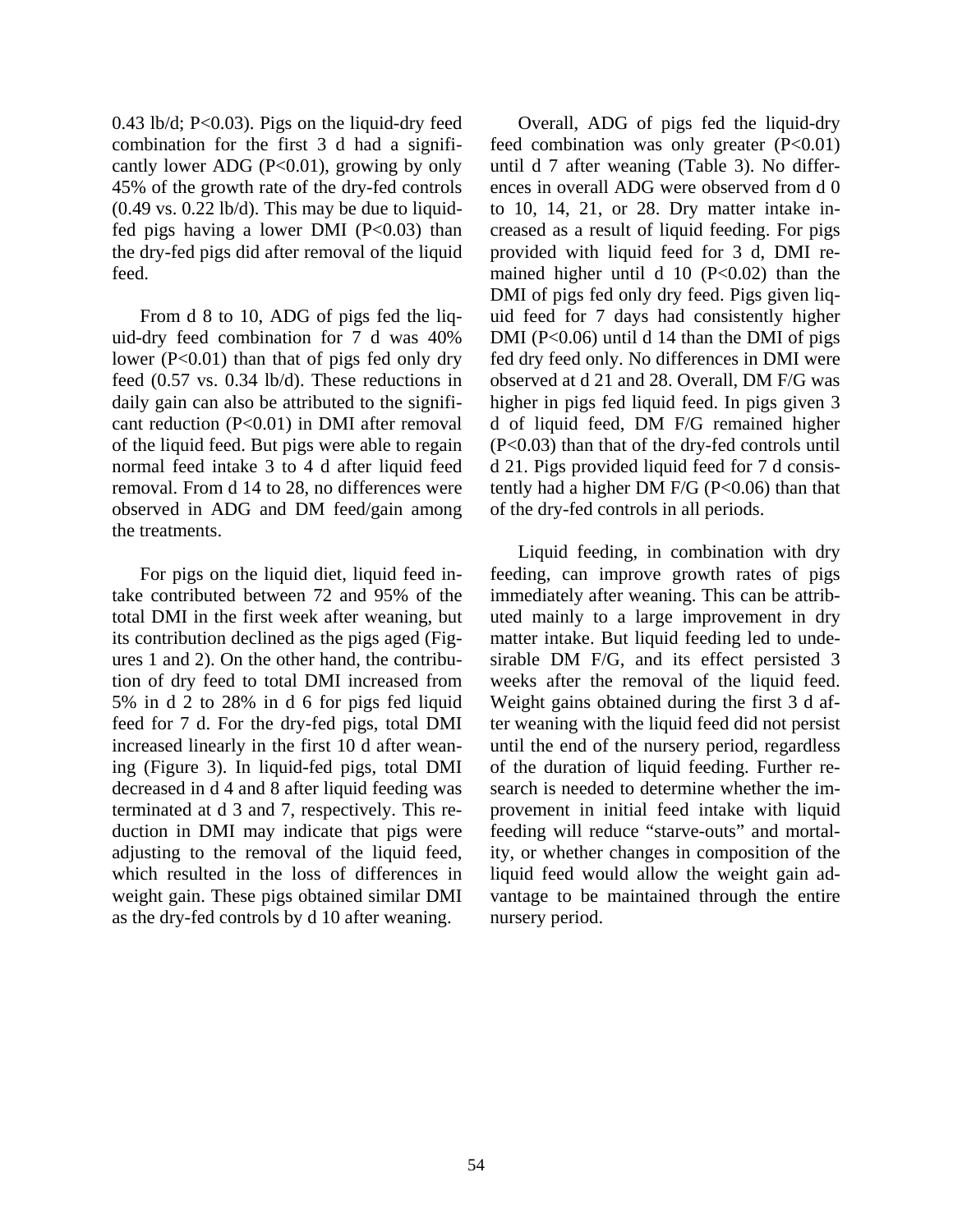0.43 lb/d; P<0.03). Pigs on the liquid-dry feed combination for the first 3 d had a significantly lower ADG (P<0.01), growing by only 45% of the growth rate of the dry-fed controls (0.49 vs. 0.22 lb/d). This may be due to liquid-fed pigs having a lower DMI (P<0.03) than the dry-fed pigs did after removal of the liquid feed.

From d 8 to 10, ADG of pigs fed the liquid-dry feed combination for 7 d was 40% lower (P<0.01) than that of pigs fed only dry feed (0.57 vs. 0.34 lb/d). These reductions in daily gain can also be attributed to the significant reduction (P<0.01) in DMI after removal of the liquid feed. But pigs were able to regain normal feed intake 3 to 4 d after liquid feed removal. From d 14 to 28, no differences were observed in ADG and DM feed/gain among the treatments.

For pigs on the liquid diet, liquid feed intake contributed between 72 and 95% of the total DMI in the first week after weaning, but its contribution declined as the pigs aged (Figures 1 and 2). On the other hand, the contribution of dry feed to total DMI increased from 5% in d 2 to 28% in d 6 for pigs fed liquid feed for 7 d. For the dry-fed pigs, total DMI increased linearly in the first 10 d after weaning (Figure 3). In liquid-fed pigs, total DMI decreased in d 4 and 8 after liquid feeding was terminated at d 3 and 7, respectively. This reduction in DMI may indicate that pigs were adjusting to the removal of the liquid feed, which resulted in the loss of differences in weight gain. These pigs obtained similar DMI as the dry-fed controls by d 10 after weaning.

Overall, ADG of pigs fed the liquid-dry feed combination was only greater (P<0.01) until d 7 after weaning (Table 3). No differences in overall ADG were observed from d 0 to 10, 14, 21, or 28. Dry matter intake increased as a result of liquid feeding. For pigs provided with liquid feed for 3 d, DMI remained higher until d 10 (P<0.02) than the DMI of pigs fed only dry feed. Pigs given liquid feed for 7 days had consistently higher DMI (P<0.06) until d 14 than the DMI of pigs fed dry feed only. No differences in DMI were observed at d 21 and 28. Overall, DM F/G was higher in pigs fed liquid feed. In pigs given 3 d of liquid feed, DM F/G remained higher (P<0.03) than that of the dry-fed controls until d 21. Pigs provided liquid feed for 7 d consistently had a higher DM F/G (P<0.06) than that of the dry-fed controls in all periods.

Liquid feeding, in combination with dry feeding, can improve growth rates of pigs immediately after weaning. This can be attributed mainly to a large improvement in dry matter intake. But liquid feeding led to undesirable DM F/G, and its effect persisted 3 weeks after the removal of the liquid feed. Weight gains obtained during the first 3 d after weaning with the liquid feed did not persist until the end of the nursery period, regardless of the duration of liquid feeding. Further research is needed to determine whether the improvement in initial feed intake with liquid feeding will reduce "starve-outs" and mortality, or whether changes in composition of the liquid feed would allow the weight gain advantage to be maintained through the entire nursery period.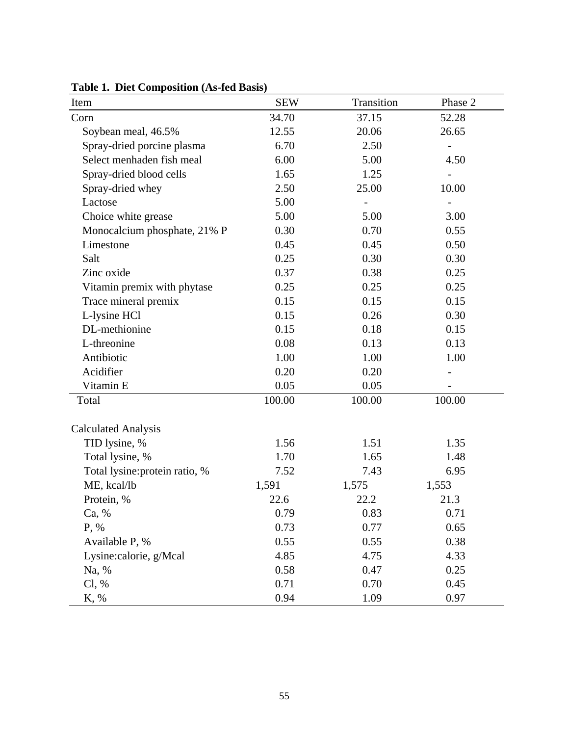**Table 1. Diet Composition (As-fed Basis)**

| Item | SEW | Transition | Phase 2 |
|---|---|---|---|
| Corn | 34.70 | 37.15 | 52.28 |
| Soybean meal, 46.5% | 12.55 | 20.06 | 26.65 |
| Spray-dried porcine plasma | 6.70 | 2.50 | - |
| Select menhaden fish meal | 6.00 | 5.00 | 4.50 |
| Spray-dried blood cells | 1.65 | 1.25 | - |
| Spray-dried whey | 2.50 | 25.00 | 10.00 |
| Lactose | 5.00 | - | - |
| Choice white grease | 5.00 | 5.00 | 3.00 |
| Monocalcium phosphate, 21% P | 0.30 | 0.70 | 0.55 |
| Limestone | 0.45 | 0.45 | 0.50 |
| Salt | 0.25 | 0.30 | 0.30 |
| Zinc oxide | 0.37 | 0.38 | 0.25 |
| Vitamin premix with phytase | 0.25 | 0.25 | 0.25 |
| Trace mineral premix | 0.15 | 0.15 | 0.15 |
| L-lysine HCl | 0.15 | 0.26 | 0.30 |
| DL-methionine | 0.15 | 0.18 | 0.15 |
| L-threonine | 0.08 | 0.13 | 0.13 |
| Antibiotic | 1.00 | 1.00 | 1.00 |
| Acidifier | 0.20 | 0.20 | - |
| Vitamin E | 0.05 | 0.05 | - |
| Total | 100.00 | 100.00 | 100.00 |
| | | | |
| Calculated Analysis | | | |
| TID lysine, % | 1.56 | 1.51 | 1.35 |
| Total lysine, % | 1.70 | 1.65 | 1.48 |
| Total lysine:protein ratio, % | 7.52 | 7.43 | 6.95 |
| ME, kcal/lb | 1,591 | 1,575 | 1,553 |
| Protein, % | 22.6 | 22.2 | 21.3 |
| Ca, % | 0.79 | 0.83 | 0.71 |
| P, % | 0.73 | 0.77 | 0.65 |
| Available P, % | 0.55 | 0.55 | 0.38 |
| Lysine:calorie, g/Mcal | 4.85 | 4.75 | 4.33 |
| Na, % | 0.58 | 0.47 | 0.25 |
| Cl, % | 0.71 | 0.70 | 0.45 |
| K, % | 0.94 | 1.09 | 0.97 |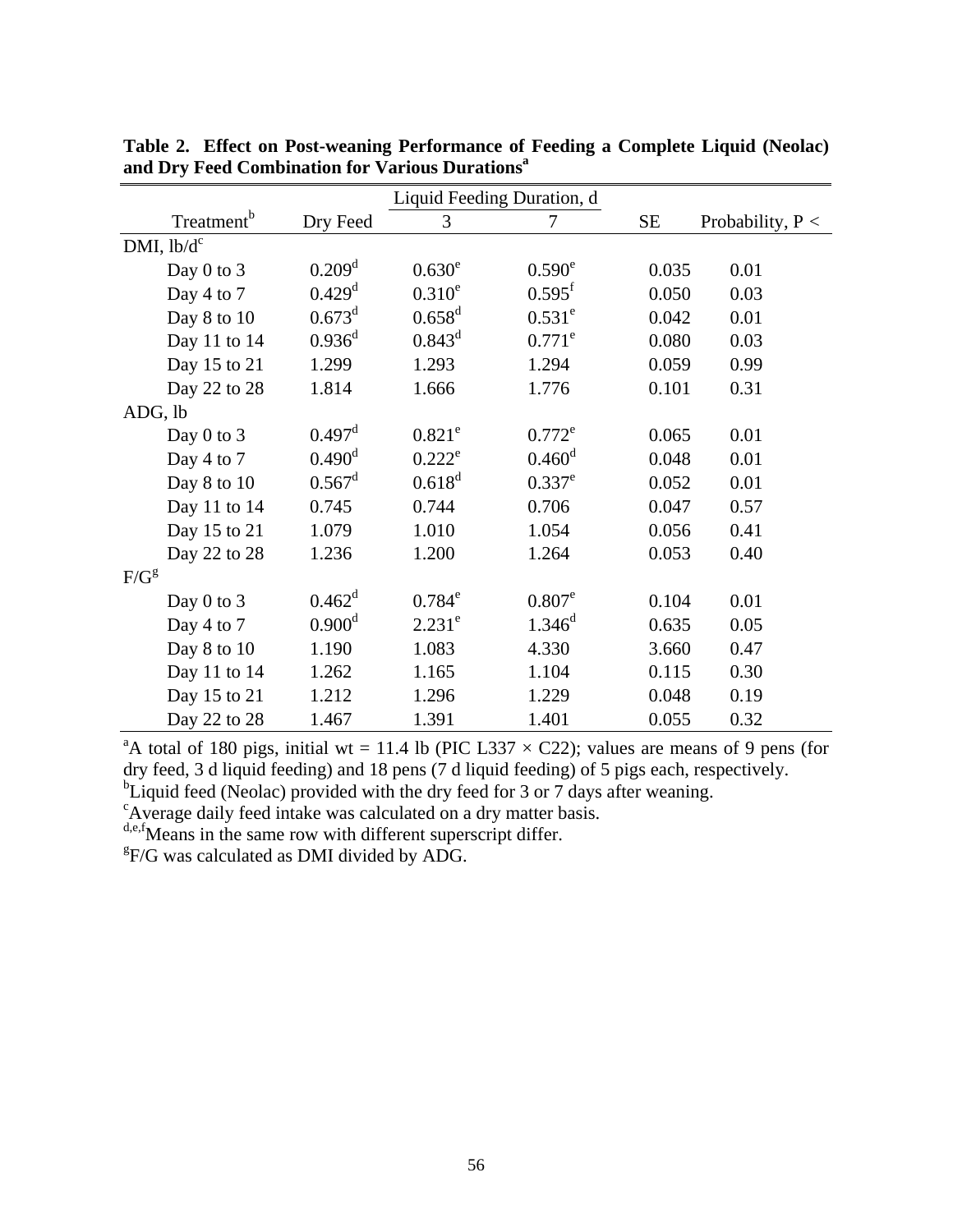**Table 2. Effect on Post-weaning Performance of Feeding a Complete Liquid (Neolac) and Dry Feed Combination for Various Durations[a]**

| | | Liquid Feeding Duration, d | | | |
|---|---|---|---|---|---|
| Treatment[b] | Dry Feed | 3 | 7 | SE | Probability, P < |
| DMI, lb/d[c] | | | | | |
| Day 0 to 3 | 0.209[d] | 0.630[e] | 0.590[e] | 0.035 | 0.01 |
| Day 4 to 7 | 0.429[d] | 0.310[e] | 0.595[f] | 0.050 | 0.03 |
| Day 8 to 10 | 0.673[d] | 0.658[d] | 0.531[e] | 0.042 | 0.01 |
| Day 11 to 14 | 0.936[d] | 0.843[d] | 0.771[e] | 0.080 | 0.03 |
| Day 15 to 21 | 1.299 | 1.293 | 1.294 | 0.059 | 0.99 |
| Day 22 to 28 | 1.814 | 1.666 | 1.776 | 0.101 | 0.31 |
| ADG, lb | | | | | |
| Day 0 to 3 | 0.497[d] | 0.821[e] | 0.772[e] | 0.065 | 0.01 |
| Day 4 to 7 | 0.490[d] | 0.222[e] | 0.460[d] | 0.048 | 0.01 |
| Day 8 to 10 | 0.567[d] | 0.618[d] | 0.337[e] | 0.052 | 0.01 |
| Day 11 to 14 | 0.745 | 0.744 | 0.706 | 0.047 | 0.57 |
| Day 15 to 21 | 1.079 | 1.010 | 1.054 | 0.056 | 0.41 |
| Day 22 to 28 | 1.236 | 1.200 | 1.264 | 0.053 | 0.40 |
| F/G[g] | | | | | |
| Day 0 to 3 | 0.462[d] | 0.784[e] | 0.807[e] | 0.104 | 0.01 |
| Day 4 to 7 | 0.900[d] | 2.231[e] | 1.346[d] | 0.635 | 0.05 |
| Day 8 to 10 | 1.190 | 1.083 | 4.330 | 3.660 | 0.47 |
| Day 11 to 14 | 1.262 | 1.165 | 1.104 | 0.115 | 0.30 |
| Day 15 to 21 | 1.212 | 1.296 | 1.229 | 0.048 | 0.19 |
| Day 22 to 28 | 1.467 | 1.391 | 1.401 | 0.055 | 0.32 |

[a]A total of 180 pigs, initial wt = 11.4 lb (PIC L337 × C22); values are means of 9 pens (for dry feed, 3 d liquid feeding) and 18 pens (7 d liquid feeding) of 5 pigs each, respectively.
[b]Liquid feed (Neolac) provided with the dry feed for 3 or 7 days after weaning.
[c]Average daily feed intake was calculated on a dry matter basis.
[d,e,f]Means in the same row with different superscript differ.
[g]F/G was calculated as DMI divided by ADG.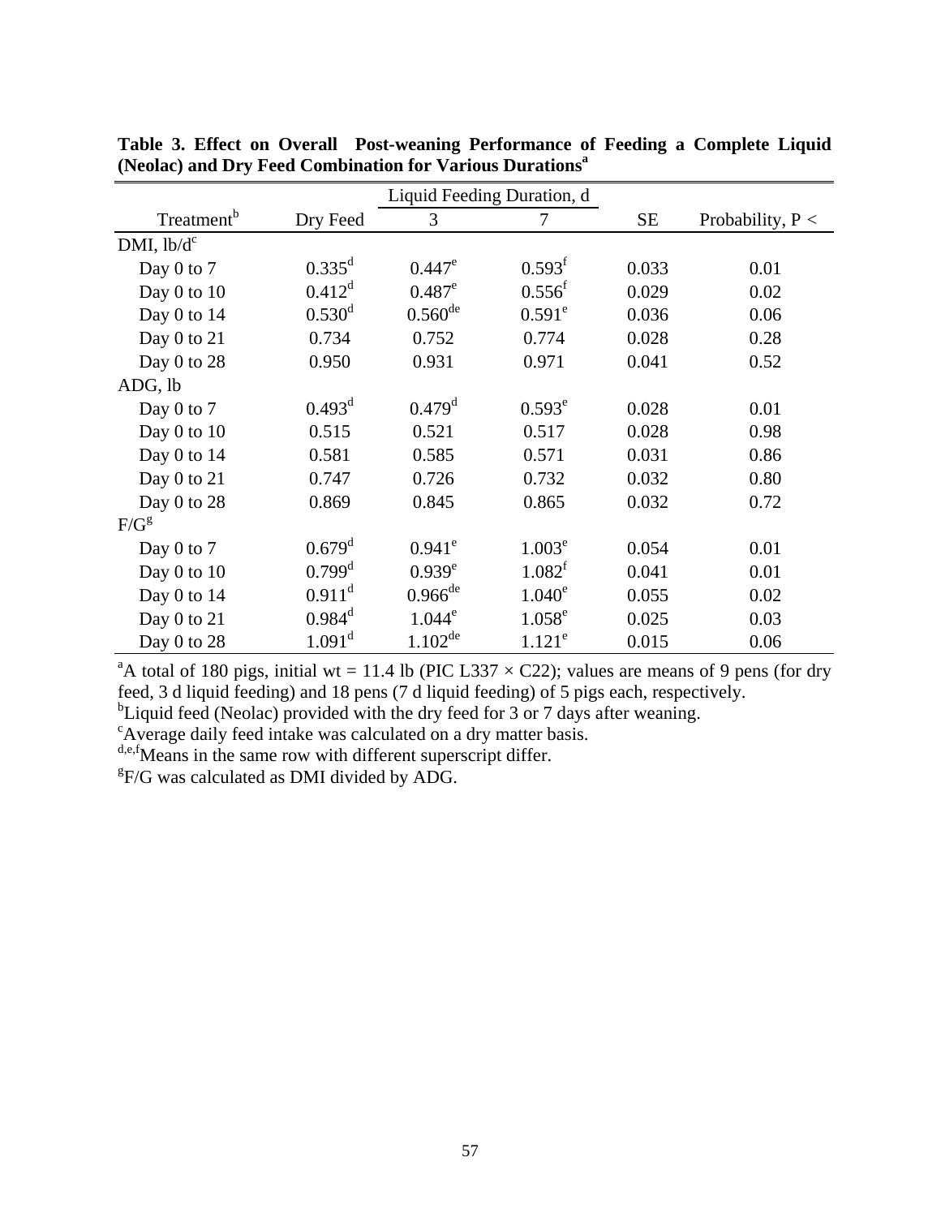**Table 3. Effect on Overall Post-weaning Performance of Feeding a Complete Liquid (Neolac) and Dry Feed Combination for Various Durations[a]**

| Treatment[b] | Dry Feed | Liquid Feeding Duration, d 3 | 7 | SE | Probability, P < |
|---|---|---|---|---|---|
| DMI, lb/d[c] | | | | | |
| Day 0 to 7 | 0.335[d] | 0.447[e] | 0.593[f] | 0.033 | 0.01 |
| Day 0 to 10 | 0.412[d] | 0.487[e] | 0.556[f] | 0.029 | 0.02 |
| Day 0 to 14 | 0.530[d] | 0.560[de] | 0.591[e] | 0.036 | 0.06 |
| Day 0 to 21 | 0.734 | 0.752 | 0.774 | 0.028 | 0.28 |
| Day 0 to 28 | 0.950 | 0.931 | 0.971 | 0.041 | 0.52 |
| ADG, lb | | | | | |
| Day 0 to 7 | 0.493[d] | 0.479[d] | 0.593[e] | 0.028 | 0.01 |
| Day 0 to 10 | 0.515 | 0.521 | 0.517 | 0.028 | 0.98 |
| Day 0 to 14 | 0.581 | 0.585 | 0.571 | 0.031 | 0.86 |
| Day 0 to 21 | 0.747 | 0.726 | 0.732 | 0.032 | 0.80 |
| Day 0 to 28 | 0.869 | 0.845 | 0.865 | 0.032 | 0.72 |
| F/G[g] | | | | | |
| Day 0 to 7 | 0.679[d] | 0.941[e] | 1.003[e] | 0.054 | 0.01 |
| Day 0 to 10 | 0.799[d] | 0.939[e] | 1.082[f] | 0.041 | 0.01 |
| Day 0 to 14 | 0.911[d] | 0.966[de] | 1.040[e] | 0.055 | 0.02 |
| Day 0 to 21 | 0.984[d] | 1.044[e] | 1.058[e] | 0.025 | 0.03 |
| Day 0 to 28 | 1.091[d] | 1.102[de] | 1.121[e] | 0.015 | 0.06 |

[a]A total of 180 pigs, initial wt = 11.4 lb (PIC L337 × C22); values are means of 9 pens (for dry feed, 3 d liquid feeding) and 18 pens (7 d liquid feeding) of 5 pigs each, respectively.
[b]Liquid feed (Neolac) provided with the dry feed for 3 or 7 days after weaning.
[c]Average daily feed intake was calculated on a dry matter basis.
[d,e,f]Means in the same row with different superscript differ.
[g]F/G was calculated as DMI divided by ADG.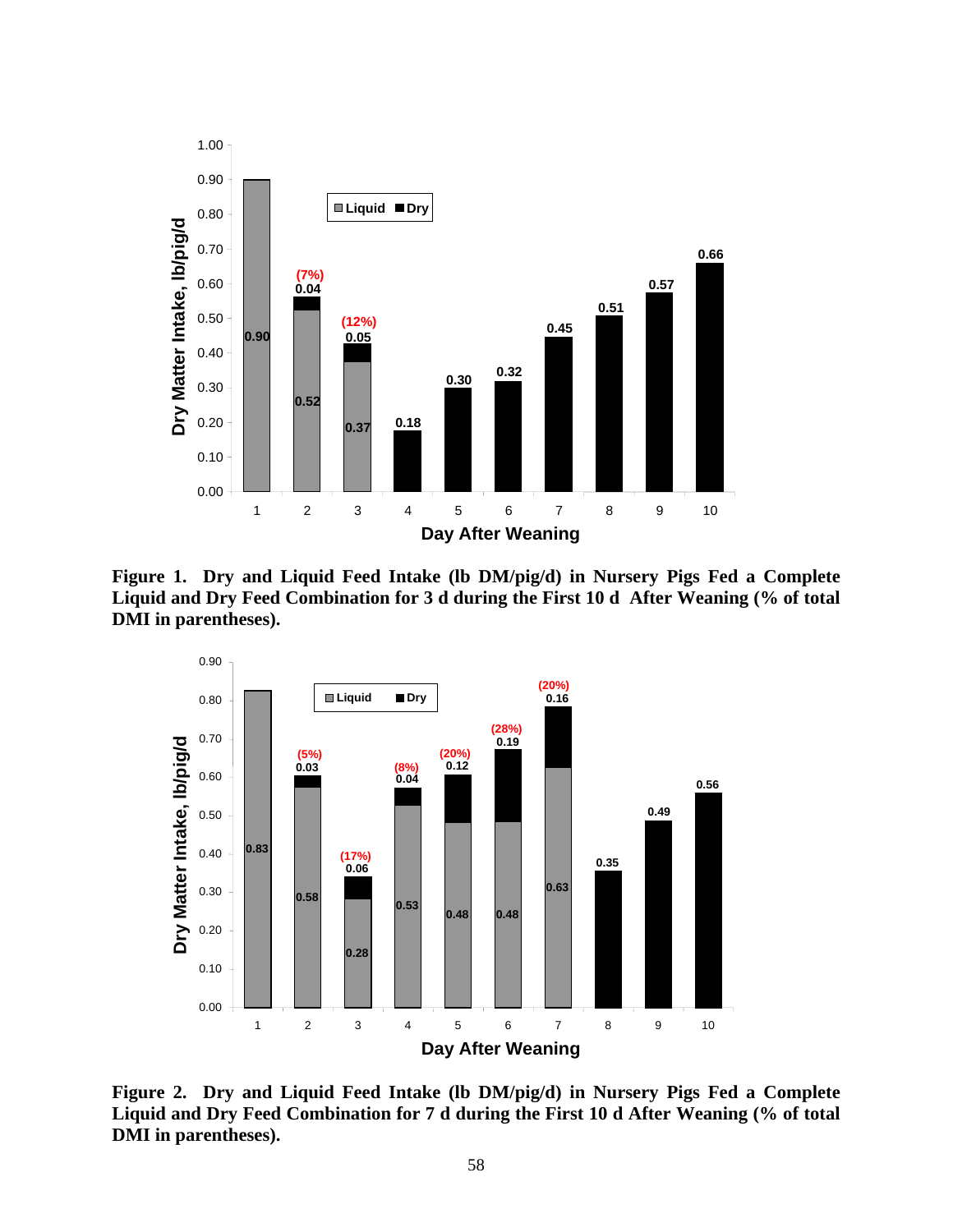**Figure 1. Dry and Liquid Feed Intake (lb DM/pig/d) in Nursery Pigs Fed a Complete Liquid and Dry Feed Combination for 3 d during the First 10 d After Weaning (% of total DMI in parentheses).**

**Figure 2. Dry and Liquid Feed Intake (lb DM/pig/d) in Nursery Pigs Fed a Complete Liquid and Dry Feed Combination for 7 d during the First 10 d After Weaning (% of total DMI in parentheses).**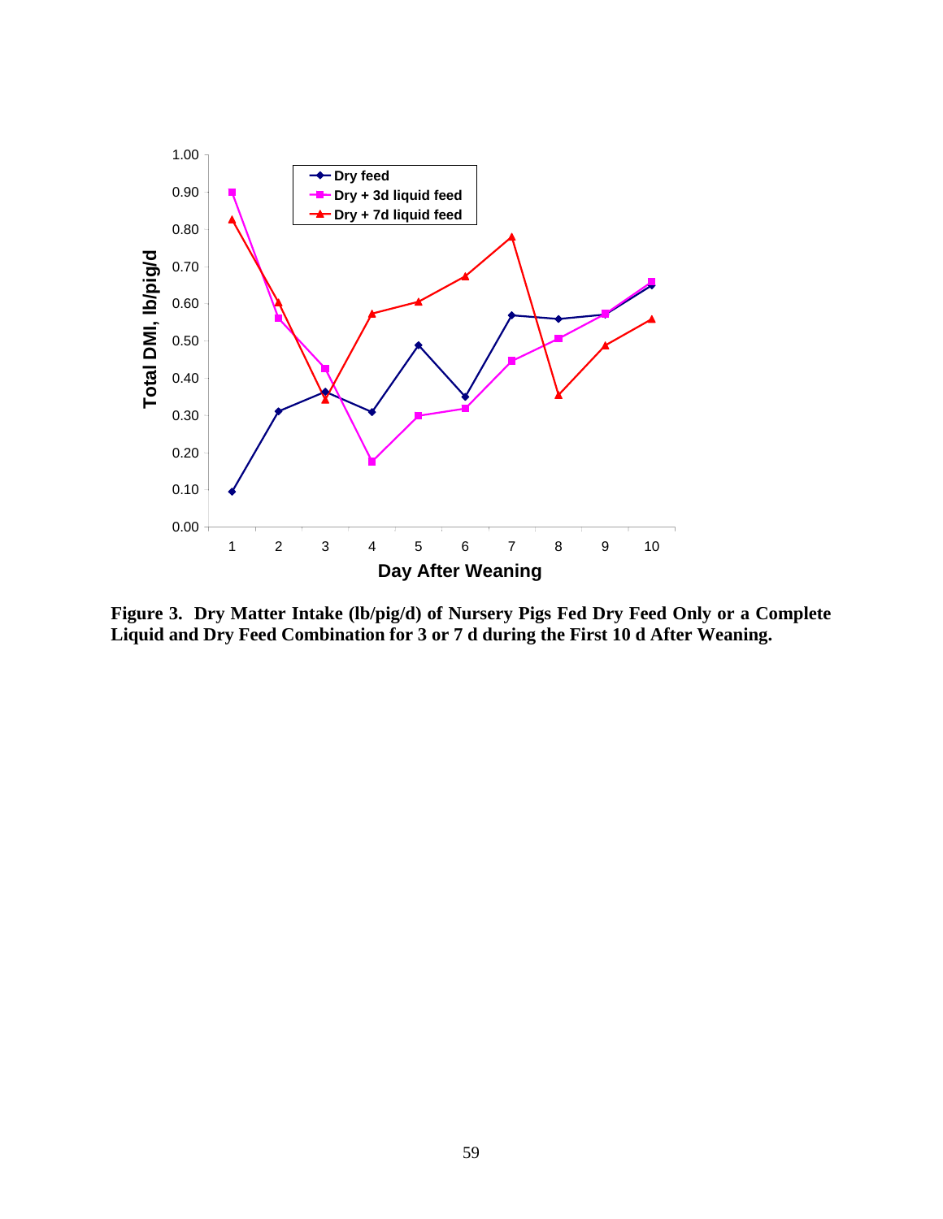1.00
0.90
0.80
0.70
0.60
0.50
0.40
0.30
0.20
0.10
0.00

Total DMI, lb/pig/d

1 2 3 4 5 6 7 8 9 10

Day After Weaning

Dry feed
Dry + 3d liquid feed
Dry + 7d liquid feed

**Figure 3. Dry Matter Intake (lb/pig/d) of Nursery Pigs Fed Dry Feed Only or a Complete Liquid and Dry Feed Combination for 3 or 7 d during the First 10 d After Weaning.**